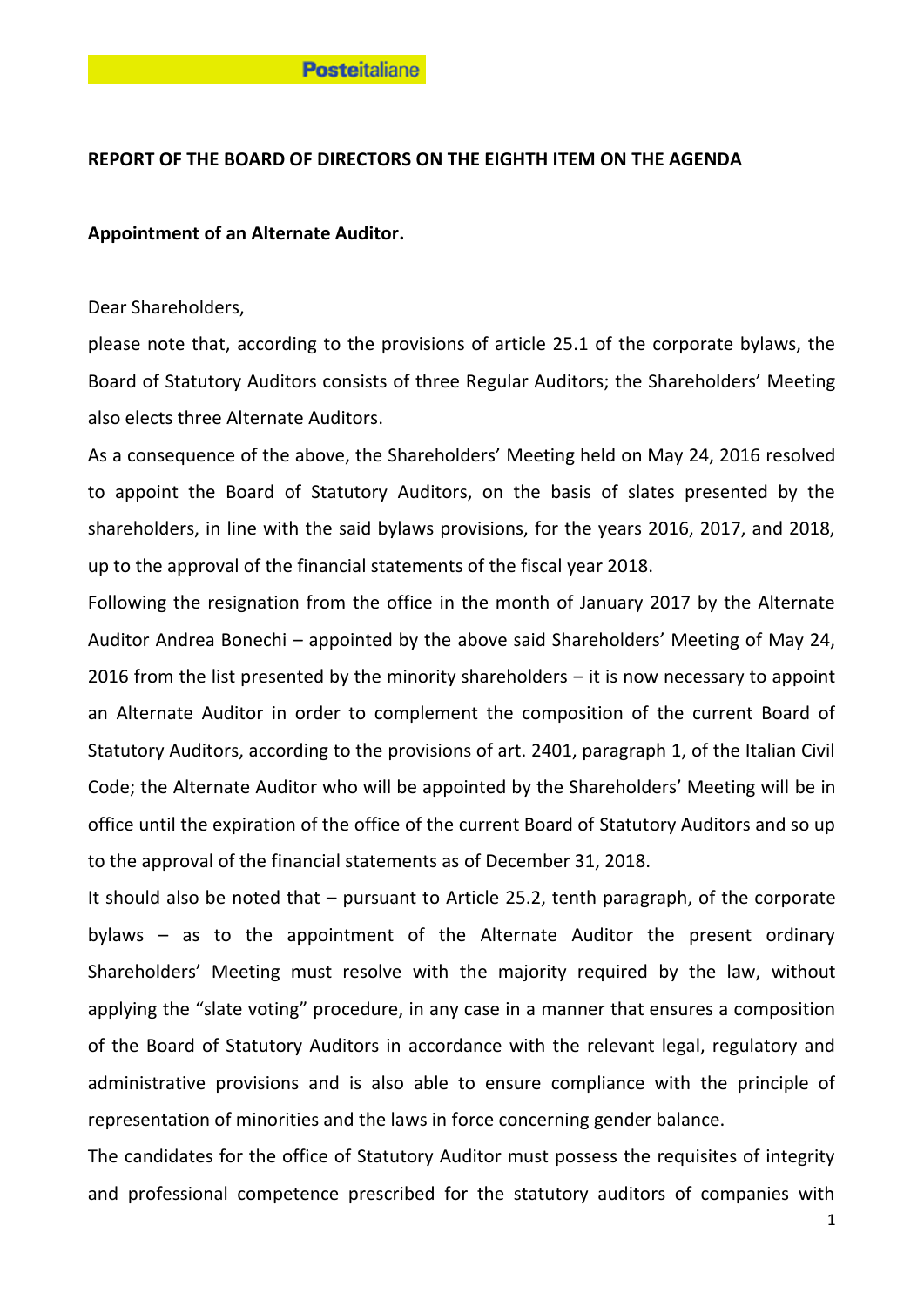Posteitaliane

## REPORT OF THE BOARD OF DIRECTORS ON THE EIGHTH ITEM ON THE AGENDA

### Appointment of an Alternate Auditor.

Dear Shareholders,

please note that, according to the provisions of article 25.1 of the corporate bylaws, the Board of Statutory Auditors consists of three Regular Auditors; the Shareholders' Meeting also elects three Alternate Auditors.

As a consequence of the above, the Shareholders' Meeting held on May 24, 2016 resolved to appoint the Board of Statutory Auditors, on the basis of slates presented by the shareholders, in line with the said bylaws provisions, for the years 2016, 2017, and 2018, up to the approval of the financial statements of the fiscal year 2018.

Following the resignation from the office in the month of January 2017 by the Alternate Auditor Andrea Bonechi – appointed by the above said Shareholders' Meeting of May 24, 2016 from the list presented by the minority shareholders – it is now necessary to appoint an Alternate Auditor in order to complement the composition of the current Board of Statutory Auditors, according to the provisions of art. 2401, paragraph 1, of the Italian Civil Code; the Alternate Auditor who will be appointed by the Shareholders' Meeting will be in office until the expiration of the office of the current Board of Statutory Auditors and so up to the approval of the financial statements as of December 31, 2018.

It should also be noted that – pursuant to Article 25.2, tenth paragraph, of the corporate bylaws – as to the appointment of the Alternate Auditor the present ordinary Shareholders' Meeting must resolve with the majority required by the law, without applying the "slate voting" procedure, in any case in a manner that ensures a composition of the Board of Statutory Auditors in accordance with the relevant legal, regulatory and administrative provisions and is also able to ensure compliance with the principle of representation of minorities and the laws in force concerning gender balance.

The candidates for the office of Statutory Auditor must possess the requisites of integrity and professional competence prescribed for the statutory auditors of companies with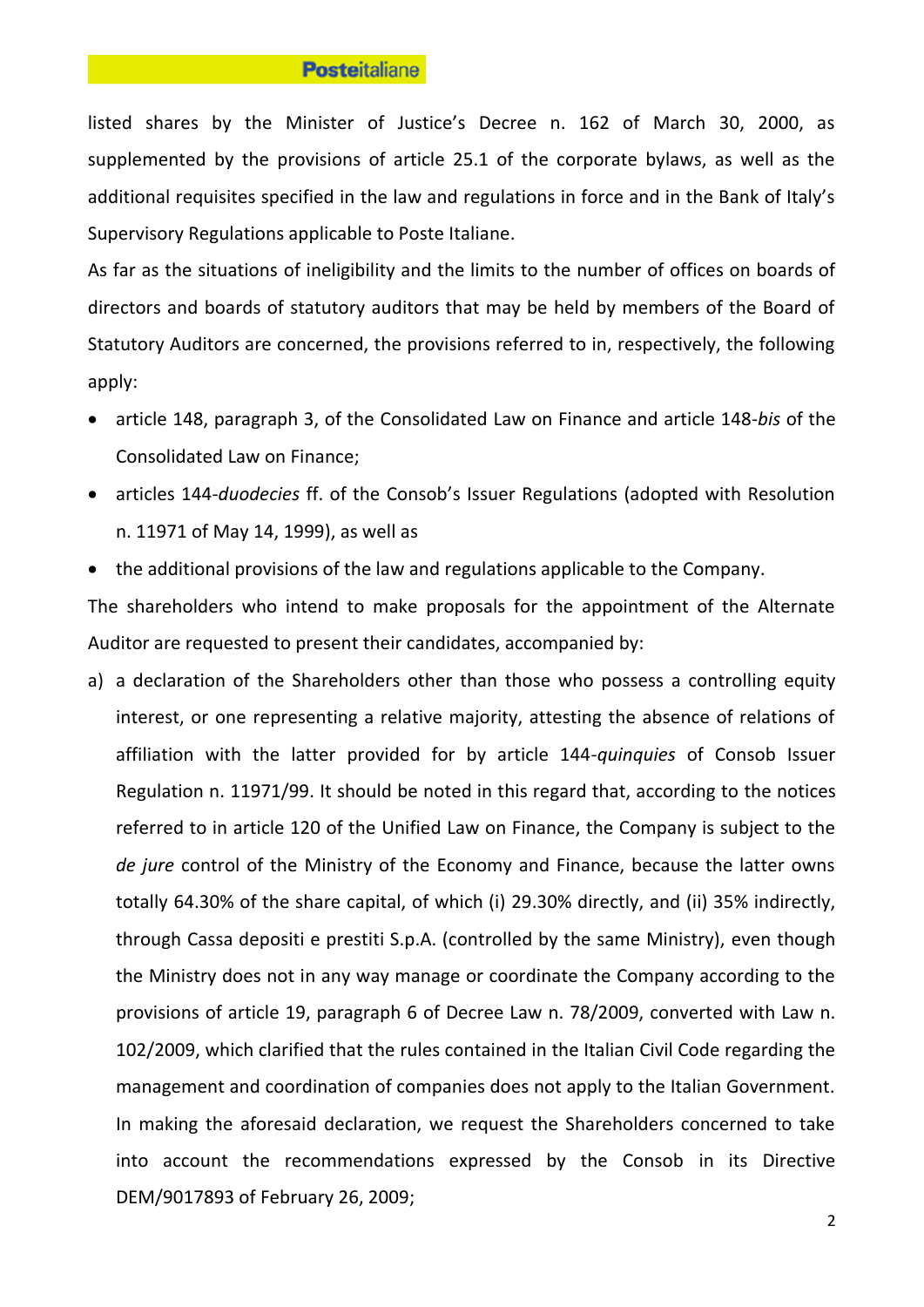listed shares by the Minister of Justice's Decree n. 162 of March 30, 2000, as supplemented by the provisions of article 25.1 of the corporate bylaws, as well as the additional requisites specified in the law and regulations in force and in the Bank of Italy's Supervisory Regulations applicable to Poste Italiane.

As far as the situations of ineligibility and the limits to the number of offices on boards of directors and boards of statutory auditors that may be held by members of the Board of Statutory Auditors are concerned, the provisions referred to in, respectively, the following apply:

- article 148, paragraph 3, of the Consolidated Law on Finance and article 148-*bis* of the Consolidated Law on Finance;
- articles 144-*duodecies* ff. of the Consob's Issuer Regulations (adopted with Resolution n. 11971 of May 14, 1999), as well as
- the additional provisions of the law and regulations applicable to the Company.

The shareholders who intend to make proposals for the appointment of the Alternate Auditor are requested to present their candidates, accompanied by:

a) a declaration of the Shareholders other than those who possess a controlling equity interest, or one representing a relative majority, attesting the absence of relations of affiliation with the latter provided for by article 144-*quinquies* of Consob Issuer Regulation n. 11971/99. It should be noted in this regard that, according to the notices referred to in article 120 of the Unified Law on Finance, the Company is subject to the *de jure* control of the Ministry of the Economy and Finance, because the latter owns totally 64.30% of the share capital, of which (i) 29.30% directly, and (ii) 35% indirectly, through Cassa depositi e prestiti S.p.A. (controlled by the same Ministry), even though the Ministry does not in any way manage or coordinate the Company according to the provisions of article 19, paragraph 6 of Decree Law n. 78/2009, converted with Law n. 102/2009, which clarified that the rules contained in the Italian Civil Code regarding the management and coordination of companies does not apply to the Italian Government. In making the aforesaid declaration, we request the Shareholders concerned to take into account the recommendations expressed by the Consob in its Directive DEM/9017893 of February 26, 2009;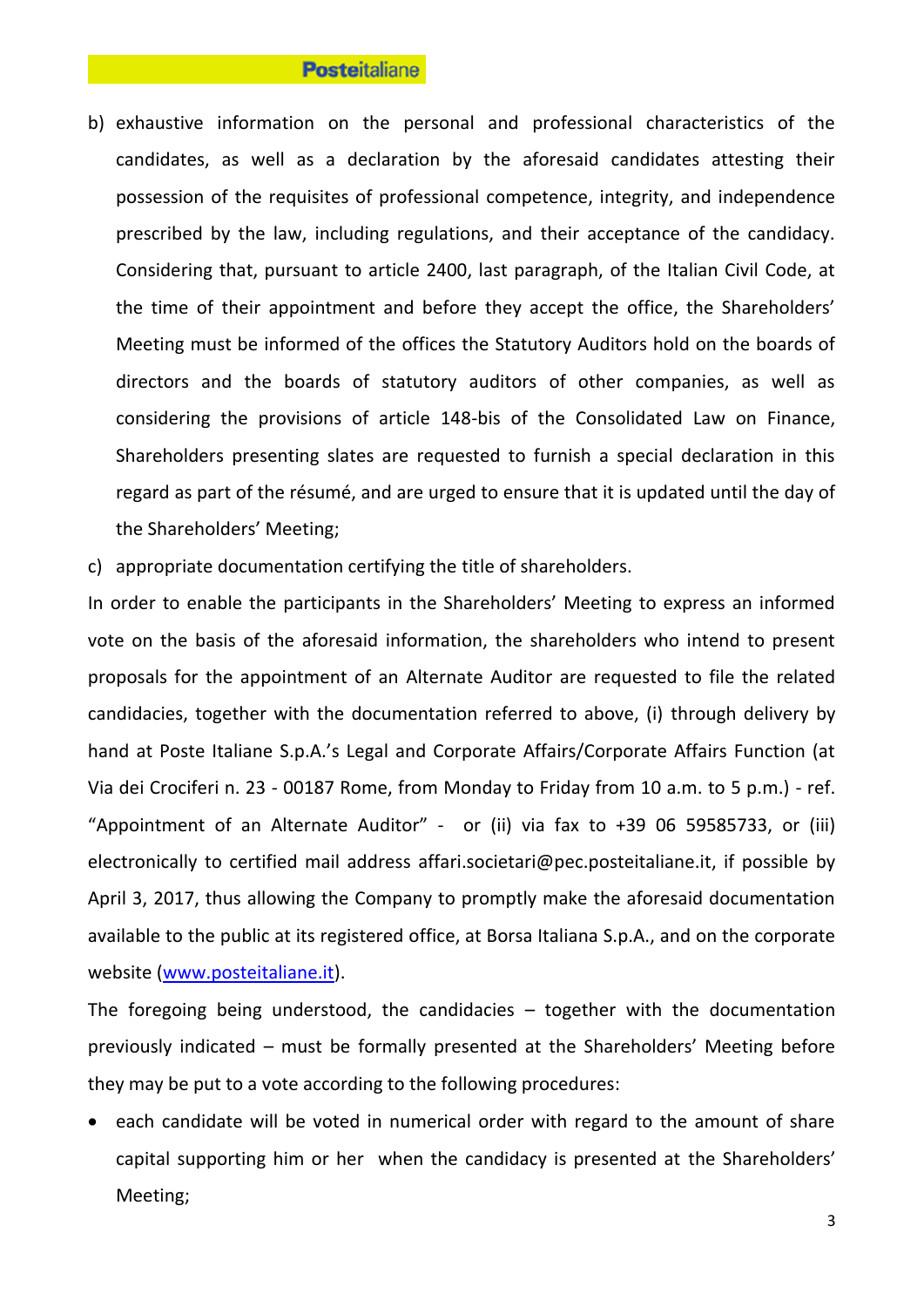b) exhaustive information on the personal and professional characteristics of the candidates, as well as a declaration by the aforesaid candidates attesting their possession of the requisites of professional competence, integrity, and independence prescribed by the law, including regulations, and their acceptance of the candidacy. Considering that, pursuant to article 2400, last paragraph, of the Italian Civil Code, at the time of their appointment and before they accept the office, the Shareholders' Meeting must be informed of the offices the Statutory Auditors hold on the boards of directors and the boards of statutory auditors of other companies, as well as considering the provisions of article 148-bis of the Consolidated Law on Finance, Shareholders presenting slates are requested to furnish a special declaration in this regard as part of the résumé, and are urged to ensure that it is updated until the day of the Shareholders' Meeting;

c) appropriate documentation certifying the title of shareholders.

In order to enable the participants in the Shareholders' Meeting to express an informed vote on the basis of the aforesaid information, the shareholders who intend to present proposals for the appointment of an Alternate Auditor are requested to file the related candidacies, together with the documentation referred to above, (i) through delivery by hand at Poste Italiane S.p.A.'s Legal and Corporate Affairs/Corporate Affairs Function (at Via dei Crociferi n. 23 - 00187 Rome, from Monday to Friday from 10 a.m. to 5 p.m.) - ref. "Appointment of an Alternate Auditor" - or (ii) via fax to +39 06 59585733, or (iii) electronically to certified mail address affari.societari@pec.posteitaliane.it, if possible by April 3, 2017, thus allowing the Company to promptly make the aforesaid documentation available to the public at its registered office, at Borsa Italiana S.p.A., and on the corporate website ([www.posteitaliane.it](http://www.posteitaliane.it)).

The foregoing being understood, the candidacies – together with the documentation previously indicated – must be formally presented at the Shareholders' Meeting before they may be put to a vote according to the following procedures:

- each candidate will be voted in numerical order with regard to the amount of share capital supporting him or her when the candidacy is presented at the Shareholders' Meeting;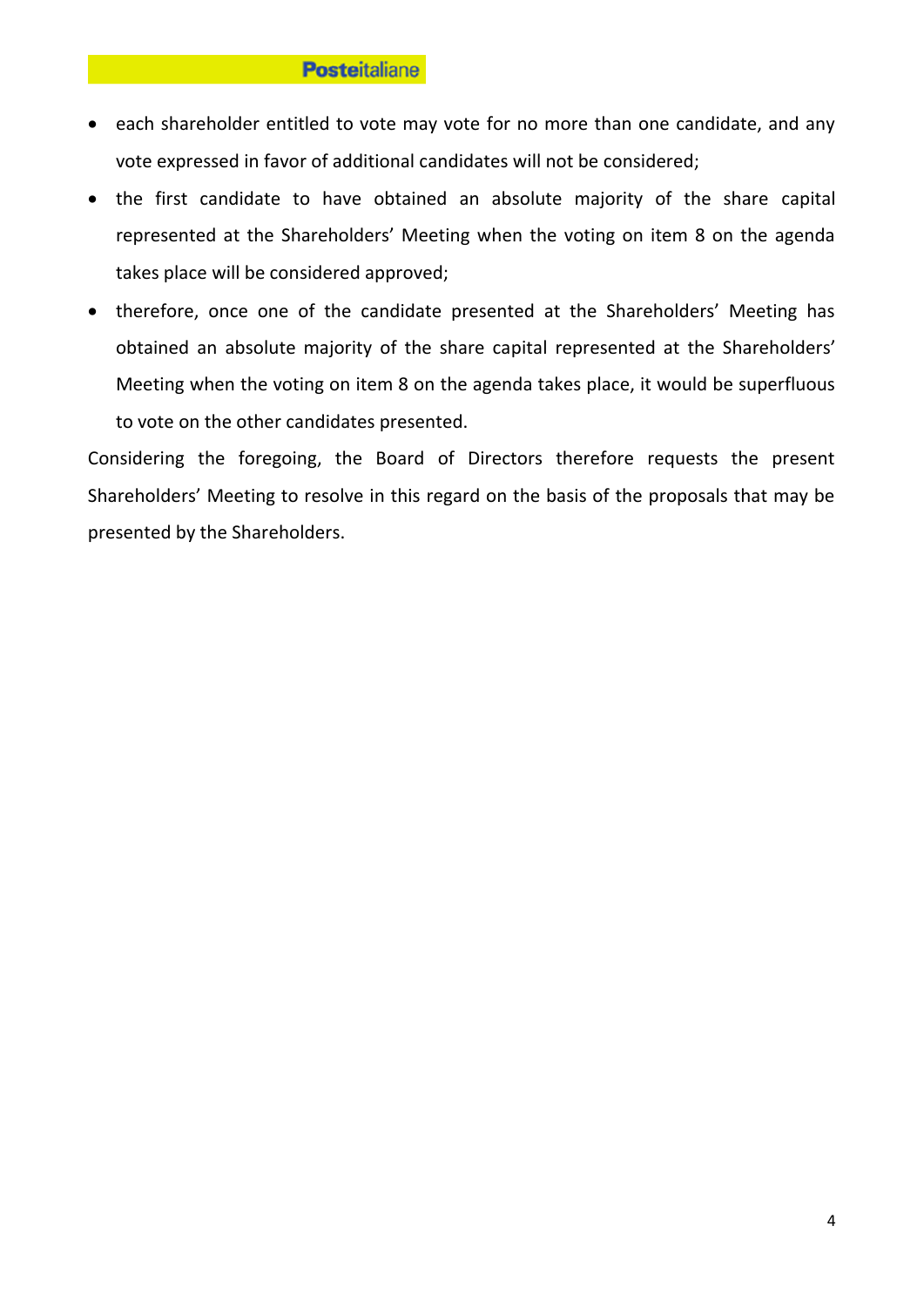- each shareholder entitled to vote may vote for no more than one candidate, and any vote expressed in favor of additional candidates will not be considered;
- the first candidate to have obtained an absolute majority of the share capital represented at the Shareholders' Meeting when the voting on item 8 on the agenda takes place will be considered approved;
- therefore, once one of the candidate presented at the Shareholders' Meeting has obtained an absolute majority of the share capital represented at the Shareholders' Meeting when the voting on item 8 on the agenda takes place, it would be superfluous to vote on the other candidates presented.

Considering the foregoing, the Board of Directors therefore requests the present Shareholders' Meeting to resolve in this regard on the basis of the proposals that may be presented by the Shareholders.